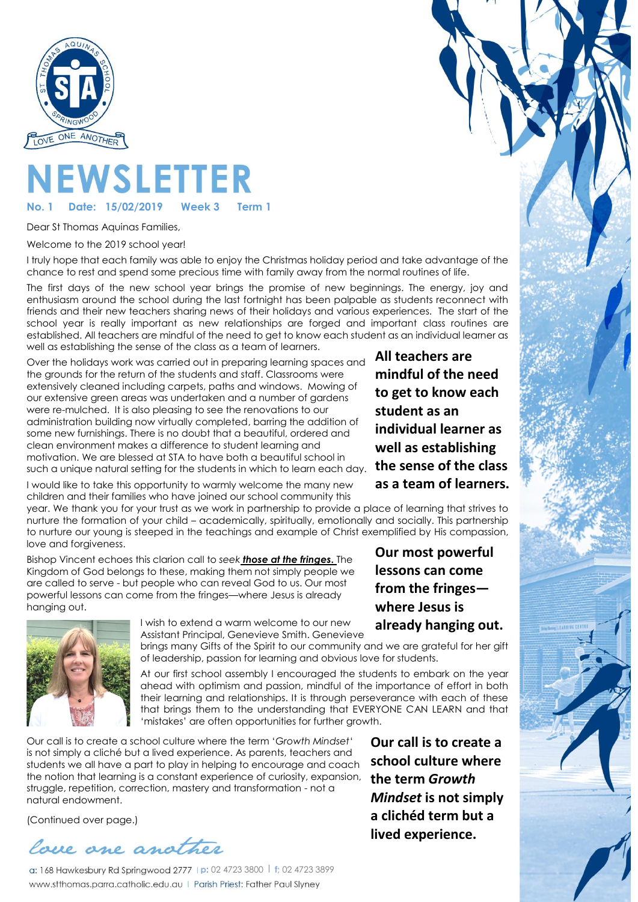# NEWSLETTER

**No. 1 Date: 15/02/2019 Week 3 Term 1**

Dear St Thomas Aquinas Families,

Welcome to the 2019 school year!

I truly hope that each family was able to enjoy the Christmas holiday period and take advantage of the chance to rest and spend some precious time with family away from the normal routines of life.

The first days of the new school year brings the promise of new beginnings. The energy, joy and enthusiasm around the school during the last fortnight has been palpable as students reconnect with friends and their new teachers sharing news of their holidays and various experiences. The start of the school year is really important as new relationships are forged and important class routines are established. All teachers are mindful of the need to get to know each student as an individual learner as well as establishing the sense of the class as a team of learners.

**All teachers are mindful of the need to get to know each student as an individual learner as well as establishing the sense of the class as a team of learners.**

Over the holidays work was carried out in preparing learning spaces and the grounds for the return of the students and staff. Classrooms were extensively cleaned including carpets, paths and windows. Mowing of our extensive green areas was undertaken and a number of gardens were re-mulched. It is also pleasing to see the renovations to our administration building now virtually completed, barring the addition of some new furnishings. There is no doubt that a beautiful, ordered and clean environment makes a difference to student learning and motivation. We are blessed at STA to have both a beautiful school in such a unique natural setting for the students in which to learn each day.

I would like to take this opportunity to warmly welcome the many new children and their families who have joined our school community this year. We thank you for your trust as we work in partnership to provide a place of learning that strives to nurture the formation of your child – academically, spiritually, emotionally and socially. This partnership to nurture our young is steeped in the teachings and example of Christ exemplified by His compassion, love and forgiveness.

Bishop Vincent echoes this clarion call to *seek* ***those at the fringes.*** The Kingdom of God belongs to these, making them not simply people we are called to serve - but people who can reveal God to us. Our most powerful lessons can come from the fringes—where Jesus is already hanging out.

**Our most powerful lessons can come from the fringes—where Jesus is already hanging out.**

I wish to extend a warm welcome to our new Assistant Principal, Genevieve Smith. Genevieve brings many Gifts of the Spirit to our community and we are grateful for her gift of leadership, passion for learning and obvious love for students.

At our first school assembly I encouraged the students to embark on the year ahead with optimism and passion, mindful of the importance of effort in both their learning and relationships. It is through perseverance with each of these that brings them to the understanding that EVERYONE CAN LEARN and that 'mistakes' are often opportunities for further growth.

Our call is to create a school culture where the term '*Growth Mindset*' is not simply a cliché but a lived experience. As parents, teachers and students we all have a part to play in helping to encourage and coach the notion that learning is a constant experience of curiosity, expansion, struggle, repetition, correction, mastery and transformation - not a natural endowment.

**Our call is to create a school culture where the term *Growth Mindset* is not simply a clichéd term but a lived experience.**

(Continued over page.)

*love one another*

a: 168 Hawkesbury Rd Springwood 2777 | p: 02 4723 3800 | f: 02 4723 3899
www.stthomas.parra.catholic.edu.au | Parish Priest: Father Paul Slyney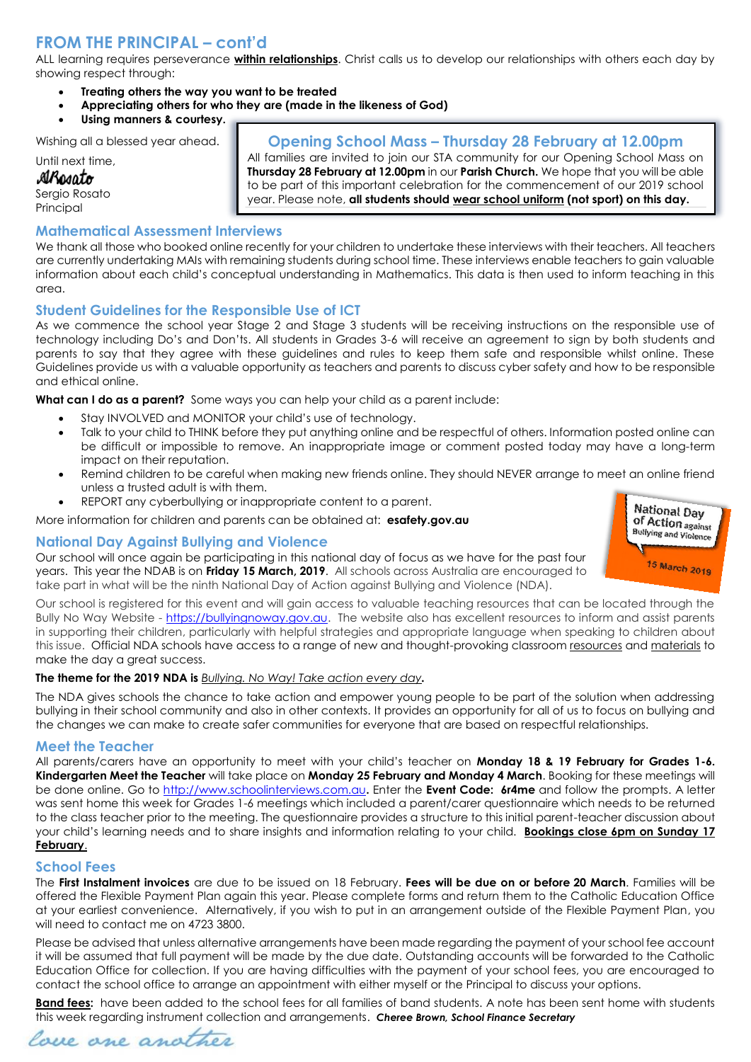## FROM THE PRINCIPAL – cont'd

ALL learning requires perseverance **within relationships**. Christ calls us to develop our relationships with others each day by showing respect through:

- **Treating others the way you want to be treated**
- **Appreciating others for who they are (made in the likeness of God)**
- **Using manners & courtesy.**

Wishing all a blessed year ahead.

Until next time,

SRosato

Sergio Rosato
Principal

### Opening School Mass – Thursday 28 February at 12.00pm

All families are invited to join our STA community for our Opening School Mass on **Thursday 28 February at 12.00pm** in our **Parish Church.** We hope that you will be able to be part of this important celebration for the commencement of our 2019 school year. Please note, **all students should wear school uniform (not sport) on this day.**

### Mathematical Assessment Interviews

We thank all those who booked online recently for your children to undertake these interviews with their teachers. All teachers are currently undertaking MAIs with remaining students during school time. These interviews enable teachers to gain valuable information about each child's conceptual understanding in Mathematics. This data is then used to inform teaching in this area.

### Student Guidelines for the Responsible Use of ICT

As we commence the school year Stage 2 and Stage 3 students will be receiving instructions on the responsible use of technology including Do's and Don'ts. All students in Grades 3-6 will receive an agreement to sign by both students and parents to say that they agree with these guidelines and rules to keep them safe and responsible whilst online. These Guidelines provide us with a valuable opportunity as teachers and parents to discuss cyber safety and how to be responsible and ethical online.

**What can I do as a parent?** Some ways you can help your child as a parent include:

- Stay INVOLVED and MONITOR your child's use of technology.
- Talk to your child to THINK before they put anything online and be respectful of others. Information posted online can be difficult or impossible to remove. An inappropriate image or comment posted today may have a long-term impact on their reputation.
- Remind children to be careful when making new friends online. They should NEVER arrange to meet an online friend unless a trusted adult is with them.
- REPORT any cyberbullying or inappropriate content to a parent.

More information for children and parents can be obtained at: **esafety.gov.au**

### National Day Against Bullying and Violence

National Day of Action against Bullying and Violence 15 March 2019

Our school will once again be participating in this national day of focus as we have for the past four years. This year the NDAB is on **Friday 15 March, 2019**. All schools across Australia are encouraged to take part in what will be the ninth National Day of Action against Bullying and Violence (NDA).

Our school is registered for this event and will gain access to valuable teaching resources that can be located through the Bully No Way Website - https://bullyingnoway.gov.au. The website also has excellent resources to inform and assist parents in supporting their children, particularly with helpful strategies and appropriate language when speaking to children about this issue. Official NDA schools have access to a range of new and thought-provoking classroom resources and materials to make the day a great success.

**The theme for the 2019 NDA is** *Bullying. No Way! Take action every day***.**

The NDA gives schools the chance to take action and empower young people to be part of the solution when addressing bullying in their school community and also in other contexts. It provides an opportunity for all of us to focus on bullying and the changes we can make to create safer communities for everyone that are based on respectful relationships.

### Meet the Teacher

All parents/carers have an opportunity to meet with your child's teacher on **Monday 18 & 19 February for Grades 1-6. Kindergarten Meet the Teacher** will take place on **Monday 25 February and Monday 4 March**. Booking for these meetings will be done online. Go to http://www.schoolinterviews.com.au**.** Enter the **Event Code: 6r4me** and follow the prompts. A letter was sent home this week for Grades 1-6 meetings which included a parent/carer questionnaire which needs to be returned to the class teacher prior to the meeting. The questionnaire provides a structure to this initial parent-teacher discussion about your child's learning needs and to share insights and information relating to your child. **Bookings close 6pm on Sunday 17 February.**

### School Fees

The **First Instalment invoices** are due to be issued on 18 February. **Fees will be due on or before 20 March**. Families will be offered the Flexible Payment Plan again this year. Please complete forms and return them to the Catholic Education Office at your earliest convenience. Alternatively, if you wish to put in an arrangement outside of the Flexible Payment Plan, you will need to contact me on 4723 3800.

Please be advised that unless alternative arrangements have been made regarding the payment of your school fee account it will be assumed that full payment will be made by the due date. Outstanding accounts will be forwarded to the Catholic Education Office for collection. If you are having difficulties with the payment of your school fees, you are encouraged to contact the school office to arrange an appointment with either myself or the Principal to discuss your options.

**Band fees:** have been added to the school fees for all families of band students. A note has been sent home with students this week regarding instrument collection and arrangements. ***Cheree Brown, School Finance Secretary***

*love one another*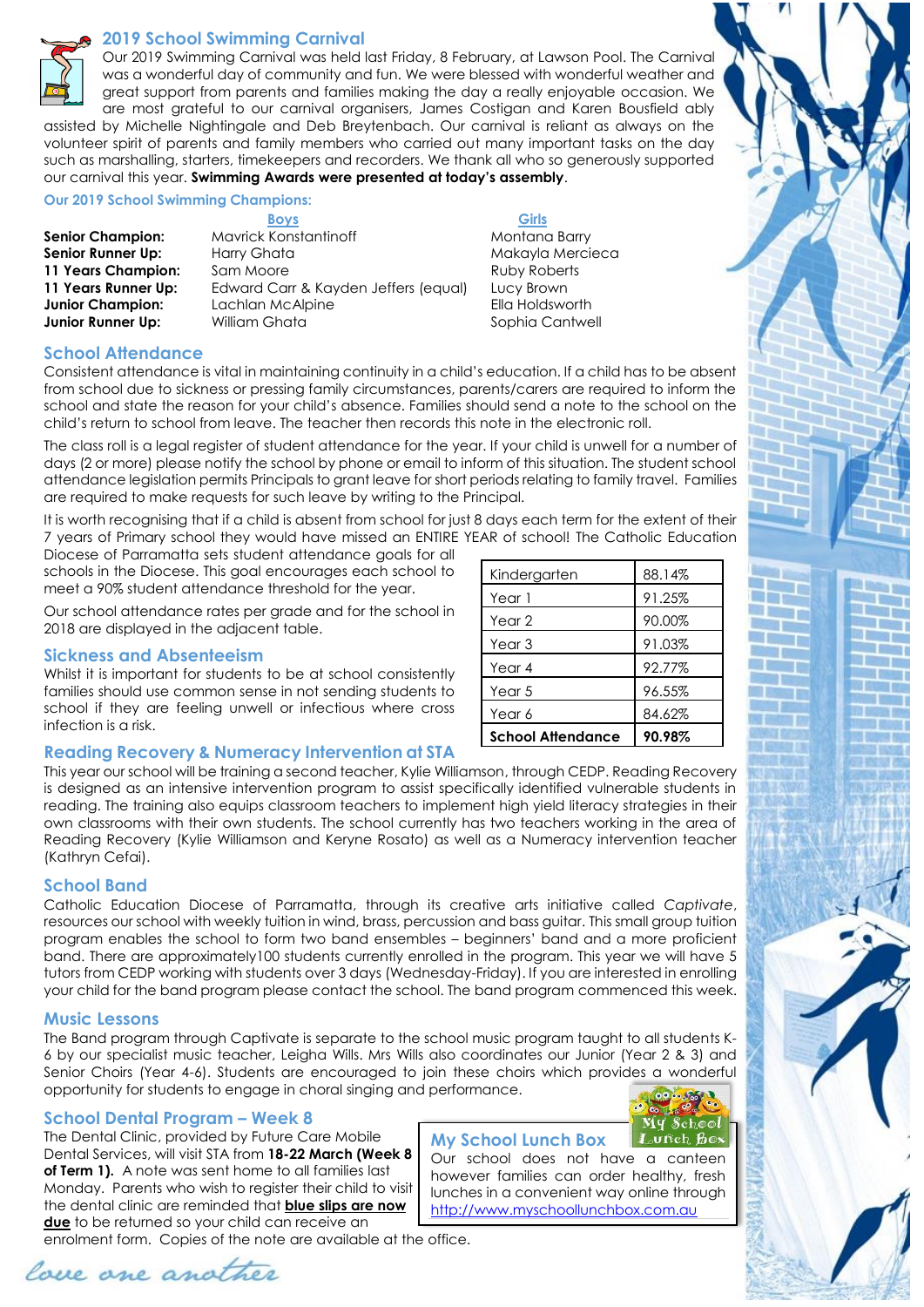## 2019 School Swimming Carnival

Our 2019 Swimming Carnival was held last Friday, 8 February, at Lawson Pool. The Carnival was a wonderful day of community and fun. We were blessed with wonderful weather and great support from parents and families making the day a really enjoyable occasion. We are most grateful to our carnival organisers, James Costigan and Karen Bousfield ably assisted by Michelle Nightingale and Deb Breytenbach. Our carnival is reliant as always on the volunteer spirit of parents and family members who carried out many important tasks on the day such as marshalling, starters, timekeepers and recorders. We thank all who so generously supported our carnival this year. **Swimming Awards were presented at today's assembly**.

### Our 2019 School Swimming Champions:

| | Boys | Girls |
|---|---|---|
| **Senior Champion:** | Mavrick Konstantinoff | Montana Barry |
| **Senior Runner Up:** | Harry Ghata | Makayla Mercieca |
| **11 Years Champion:** | Sam Moore | Ruby Roberts |
| **11 Years Runner Up:** | Edward Carr & Kayden Jeffers (equal) | Lucy Brown |
| **Junior Champion:** | Lachlan McAlpine | Ella Holdsworth |
| **Junior Runner Up:** | William Ghata | Sophia Cantwell |

## School Attendance

Consistent attendance is vital in maintaining continuity in a child's education. If a child has to be absent from school due to sickness or pressing family circumstances, parents/carers are required to inform the school and state the reason for your child's absence. Families should send a note to the school on the child's return to school from leave. The teacher then records this note in the electronic roll.

The class roll is a legal register of student attendance for the year. If your child is unwell for a number of days (2 or more) please notify the school by phone or email to inform of this situation. The student school attendance legislation permits Principals to grant leave for short periods relating to family travel. Families are required to make requests for such leave by writing to the Principal.

It is worth recognising that if a child is absent from school for just 8 days each term for the extent of their 7 years of Primary school they would have missed an ENTIRE YEAR of school! The Catholic Education Diocese of Parramatta sets student attendance goals for all schools in the Diocese. This goal encourages each school to meet a 90% student attendance threshold for the year.

Our school attendance rates per grade and for the school in 2018 are displayed in the adjacent table.

| Grade | Attendance |
|---|---|
| Kindergarten | 88.14% |
| Year 1 | 91.25% |
| Year 2 | 90.00% |
| Year 3 | 91.03% |
| Year 4 | 92.77% |
| Year 5 | 96.55% |
| Year 6 | 84.62% |
| **School Attendance** | **90.98%** |

## Sickness and Absenteeism

Whilst it is important for students to be at school consistently families should use common sense in not sending students to school if they are feeling unwell or infectious where cross infection is a risk.

## Reading Recovery & Numeracy Intervention at STA

This year our school will be training a second teacher, Kylie Williamson, through CEDP. Reading Recovery is designed as an intensive intervention program to assist specifically identified vulnerable students in reading. The training also equips classroom teachers to implement high yield literacy strategies in their own classrooms with their own students. The school currently has two teachers working in the area of Reading Recovery (Kylie Williamson and Keryne Rosato) as well as a Numeracy intervention teacher (Kathryn Cefai).

## School Band

Catholic Education Diocese of Parramatta, through its creative arts initiative called *Captivate*, resources our school with weekly tuition in wind, brass, percussion and bass guitar. This small group tuition program enables the school to form two band ensembles – beginners' band and a more proficient band. There are approximately100 students currently enrolled in the program. This year we will have 5 tutors from CEDP working with students over 3 days (Wednesday-Friday). If you are interested in enrolling your child for the band program please contact the school. The band program commenced this week.

## Music Lessons

The Band program through Captivate is separate to the school music program taught to all students K-6 by our specialist music teacher, Leigha Wills. Mrs Wills also coordinates our Junior (Year 2 & 3) and Senior Choirs (Year 4-6). Students are encouraged to join these choirs which provides a wonderful opportunity for students to engage in choral singing and performance.

## School Dental Program – Week 8

The Dental Clinic, provided by Future Care Mobile Dental Services, will visit STA from **18-22 March (Week 8 of Term 1).** A note was sent home to all families last Monday. Parents who wish to register their child to visit the dental clinic are reminded that **blue slips are now due** to be returned so your child can receive an enrolment form. Copies of the note are available at the office.

## My School Lunch Box

Our school does not have a canteen however families can order healthy, fresh lunches in a convenient way online through http://www.myschoollunchbox.com.au

*love one another*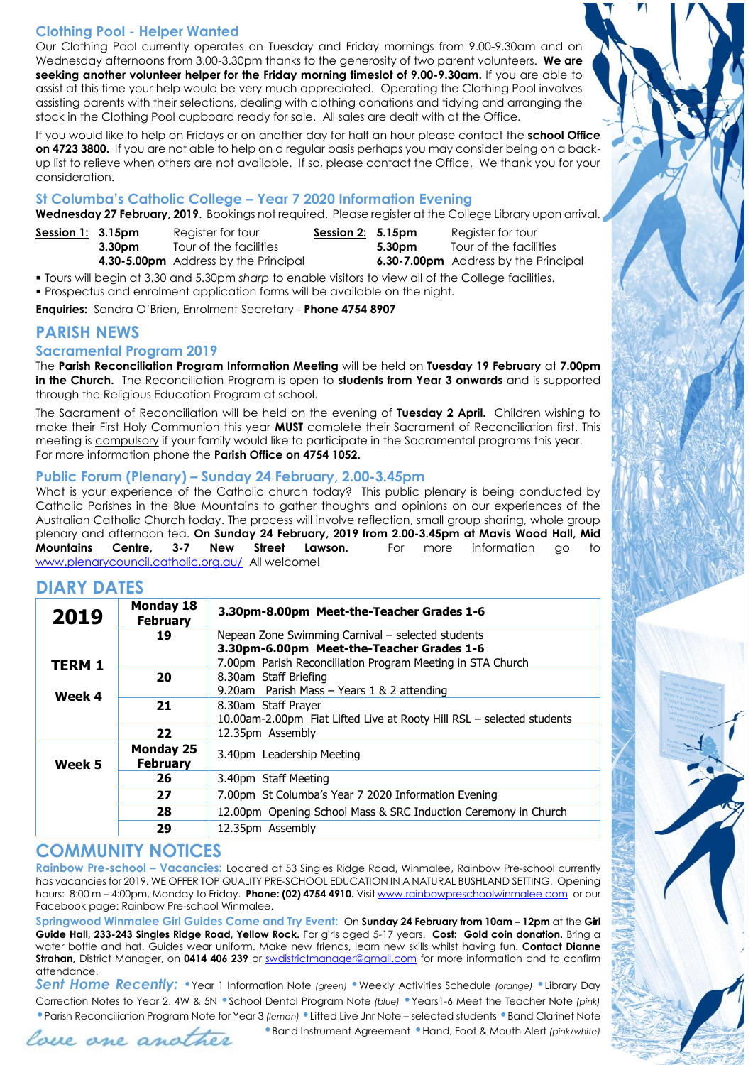## Clothing Pool - Helper Wanted

Our Clothing Pool currently operates on Tuesday and Friday mornings from 9.00-9.30am and on Wednesday afternoons from 3.00-3.30pm thanks to the generosity of two parent volunteers. **We are seeking another volunteer helper for the Friday morning timeslot of 9.00-9.30am.** If you are able to assist at this time your help would be very much appreciated. Operating the Clothing Pool involves assisting parents with their selections, dealing with clothing donations and tidying and arranging the stock in the Clothing Pool cupboard ready for sale. All sales are dealt with at the Office.

If you would like to help on Fridays or on another day for half an hour please contact the **school Office on 4723 3800.** If you are not able to help on a regular basis perhaps you may consider being on a back-up list to relieve when others are not available. If so, please contact the Office. We thank you for your consideration.

## St Columba's Catholic College – Year 7 2020 Information Evening

**Wednesday 27 February, 2019**. Bookings not required. Please register at the College Library upon arrival.

**Session 1:**
- **3.15pm** Register for tour
- **3.30pm** Tour of the facilities
- **4.30-5.00pm** Address by the Principal

**Session 2:**
- **5.15pm** Register for tour
- **5.30pm** Tour of the facilities
- **6.30-7.00pm** Address by the Principal

- Tours will begin at 3.30 and 5.30pm *sharp* to enable visitors to view all of the College facilities.
- Prospectus and enrolment application forms will be available on the night.

**Enquiries:** Sandra O'Brien, Enrolment Secretary - **Phone 4754 8907**

# PARISH NEWS

## Sacramental Program 2019

The **Parish Reconciliation Program Information Meeting** will be held on **Tuesday 19 February** at **7.00pm in the Church.** The Reconciliation Program is open to **students from Year 3 onwards** and is supported through the Religious Education Program at school.

The Sacrament of Reconciliation will be held on the evening of **Tuesday 2 April.** Children wishing to make their First Holy Communion this year **MUST** complete their Sacrament of Reconciliation first. This meeting is compulsory if your family would like to participate in the Sacramental programs this year. For more information phone the **Parish Office on 4754 1052.**

## Public Forum (Plenary) – Sunday 24 February, 2.00-3.45pm

What is your experience of the Catholic church today? This public plenary is being conducted by Catholic Parishes in the Blue Mountains to gather thoughts and opinions on our experiences of the Australian Catholic Church today. The process will involve reflection, small group sharing, whole group plenary and afternoon tea. **On Sunday 24 February, 2019 from 2.00-3.45pm at Mavis Wood Hall, Mid Mountains Centre, 3-7 New Street Lawson.** For more information go to www.plenarycouncil.catholic.org.au/ All welcome!

# DIARY DATES

| | | |
|---|---|---|
| **2019** | **Monday 18 February** | **3.30pm-8.00pm Meet-the-Teacher Grades 1-6** |
| **TERM 1** | **19** | Nepean Zone Swimming Carnival – selected students<br>**3.30pm-6.00pm Meet-the-Teacher Grades 1-6**<br>7.00pm Parish Reconciliation Program Meeting in STA Church |
| **Week 4** | **20** | 8.30am Staff Briefing<br>9.20am Parish Mass – Years 1 & 2 attending |
| | **21** | 8.30am Staff Prayer<br>10.00am-2.00pm Fiat Lifted Live at Rooty Hill RSL – selected students |
| | **22** | 12.35pm Assembly |
| **Week 5** | **Monday 25 February** | 3.40pm Leadership Meeting |
| | **26** | 3.40pm Staff Meeting |
| | **27** | 7.00pm St Columba's Year 7 2020 Information Evening |
| | **28** | 12.00pm Opening School Mass & SRC Induction Ceremony in Church |
| | **29** | 12.35pm Assembly |

# COMMUNITY NOTICES

**Rainbow Pre-school – Vacancies:** Located at 53 Singles Ridge Road, Winmalee, Rainbow Pre-school currently has vacancies for 2019. WE OFFER TOP QUALITY PRE-SCHOOL EDUCATION IN A NATURAL BUSHLAND SETTING. Opening hours: 8:00 m – 4:00pm, Monday to Friday. **Phone: (02) 4754 4910.** Visit www.rainbowpreschoolwinmalee.com or our Facebook page: Rainbow Pre-school Winmalee.

**Springwood Winmalee Girl Guides Come and Try Event:** On **Sunday 24 February from 10am – 12pm** at the **Girl Guide Hall, 233-243 Singles Ridge Road, Yellow Rock.** For girls aged 5-17 years. **Cost: Gold coin donation.** Bring a water bottle and hat. Guides wear uniform. Make new friends, learn new skills whilst having fun. **Contact Dianne Strahan,** District Manager, on **0414 406 239** or swdistrictmanager@gmail.com for more information and to confirm attendance.

***Sent Home Recently:*** • Year 1 Information Note *(green)* • Weekly Activities Schedule *(orange)* • Library Day Correction Notes to Year 2, 4W & 5N • School Dental Program Note *(blue)* • Years1-6 Meet the Teacher Note *(pink)* • Parish Reconciliation Program Note for Year 3 *(lemon)* • Lifted Live Jnr Note – selected students • Band Clarinet Note • Band Instrument Agreement • Hand, Foot & Mouth Alert *(pink/white)*

*love one another*